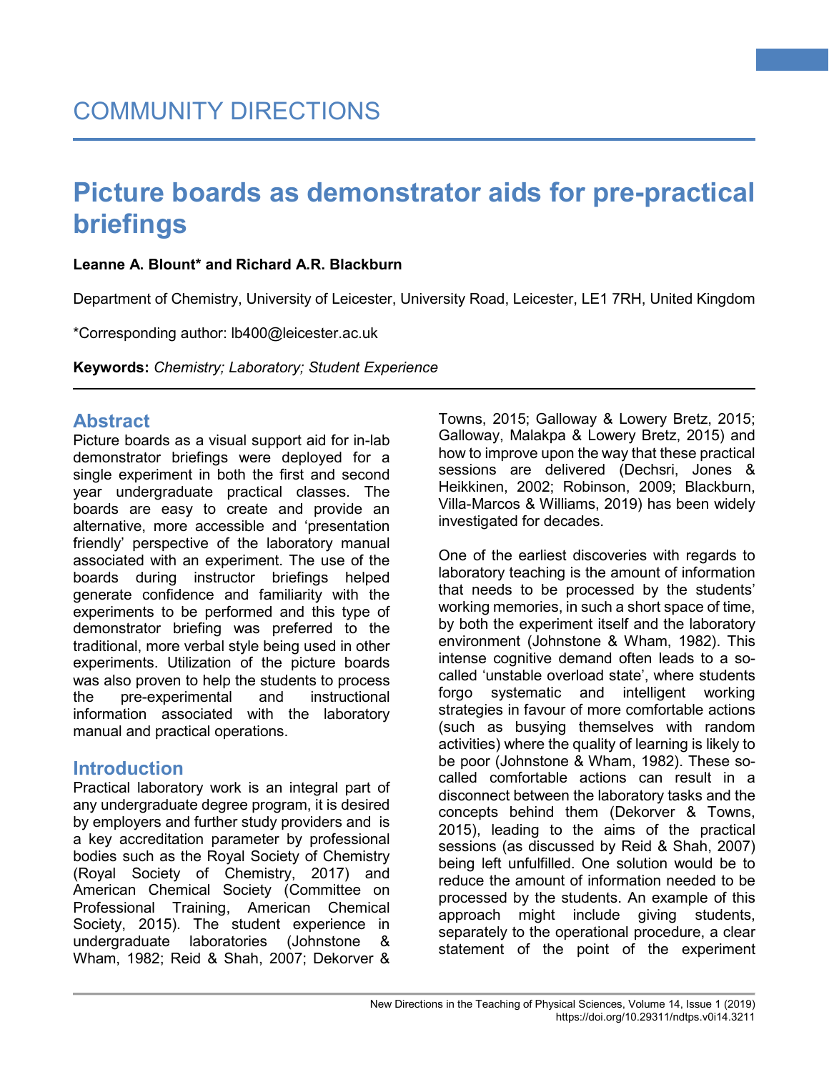COMMUNITY DIRECTIONS

# Picture boards as demonstrator aids for pre-practical briefings

**Leanne A. Blount* and Richard A.R. Blackburn**

Department of Chemistry, University of Leicester, University Road, Leicester, LE1 7RH, United Kingdom

*Corresponding author: lb400@leicester.ac.uk

**Keywords:** *Chemistry; Laboratory; Student Experience*

## Abstract

Picture boards as a visual support aid for in-lab demonstrator briefings were deployed for a single experiment in both the first and second year undergraduate practical classes. The boards are easy to create and provide an alternative, more accessible and 'presentation friendly' perspective of the laboratory manual associated with an experiment. The use of the boards during instructor briefings helped generate confidence and familiarity with the experiments to be performed and this type of demonstrator briefing was preferred to the traditional, more verbal style being used in other experiments. Utilization of the picture boards was also proven to help the students to process the pre-experimental and instructional information associated with the laboratory manual and practical operations.

## Introduction

Practical laboratory work is an integral part of any undergraduate degree program, it is desired by employers and further study providers and is a key accreditation parameter by professional bodies such as the Royal Society of Chemistry (Royal Society of Chemistry, 2017) and American Chemical Society (Committee on Professional Training, American Chemical Society, 2015). The student experience in undergraduate laboratories (Johnstone & Wham, 1982; Reid & Shah, 2007; Dekorver & Towns, 2015; Galloway & Lowery Bretz, 2015; Galloway, Malakpa & Lowery Bretz, 2015) and how to improve upon the way that these practical sessions are delivered (Dechsri, Jones & Heikkinen, 2002; Robinson, 2009; Blackburn, Villa-Marcos & Williams, 2019) has been widely investigated for decades.

One of the earliest discoveries with regards to laboratory teaching is the amount of information that needs to be processed by the students' working memories, in such a short space of time, by both the experiment itself and the laboratory environment (Johnstone & Wham, 1982). This intense cognitive demand often leads to a so-called 'unstable overload state', where students forgo systematic and intelligent working strategies in favour of more comfortable actions (such as busying themselves with random activities) where the quality of learning is likely to be poor (Johnstone & Wham, 1982). These so-called comfortable actions can result in a disconnect between the laboratory tasks and the concepts behind them (Dekorver & Towns, 2015), leading to the aims of the practical sessions (as discussed by Reid & Shah, 2007) being left unfulfilled. One solution would be to reduce the amount of information needed to be processed by the students. An example of this approach might include giving students, separately to the operational procedure, a clear statement of the point of the experiment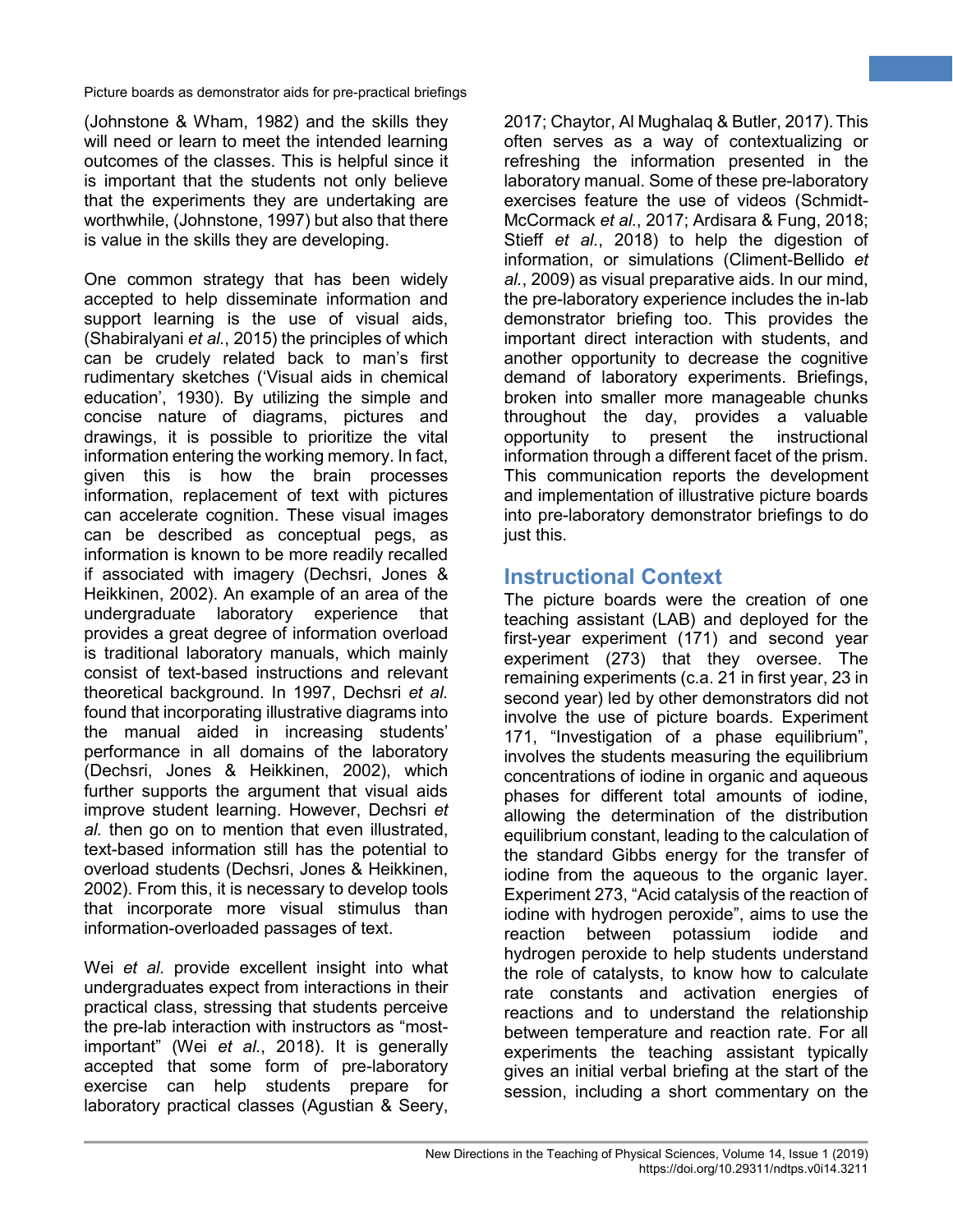(Johnstone & Wham, 1982) and the skills they will need or learn to meet the intended learning outcomes of the classes. This is helpful since it is important that the students not only believe that the experiments they are undertaking are worthwhile, (Johnstone, 1997) but also that there is value in the skills they are developing.

One common strategy that has been widely accepted to help disseminate information and support learning is the use of visual aids, (Shabiralyani *et al.*, 2015) the principles of which can be crudely related back to man's first rudimentary sketches ('Visual aids in chemical education', 1930). By utilizing the simple and concise nature of diagrams, pictures and drawings, it is possible to prioritize the vital information entering the working memory. In fact, given this is how the brain processes information, replacement of text with pictures can accelerate cognition. These visual images can be described as conceptual pegs, as information is known to be more readily recalled if associated with imagery (Dechsri, Jones & Heikkinen, 2002). An example of an area of the undergraduate laboratory experience that provides a great degree of information overload is traditional laboratory manuals, which mainly consist of text-based instructions and relevant theoretical background. In 1997, Dechsri *et al.* found that incorporating illustrative diagrams into the manual aided in increasing students' performance in all domains of the laboratory (Dechsri, Jones & Heikkinen, 2002), which further supports the argument that visual aids improve student learning. However, Dechsri *et al.* then go on to mention that even illustrated, text-based information still has the potential to overload students (Dechsri, Jones & Heikkinen, 2002). From this, it is necessary to develop tools that incorporate more visual stimulus than information-overloaded passages of text.

Wei *et al.* provide excellent insight into what undergraduates expect from interactions in their practical class, stressing that students perceive the pre-lab interaction with instructors as "most-important" (Wei *et al.*, 2018). It is generally accepted that some form of pre-laboratory exercise can help students prepare for laboratory practical classes (Agustian & Seery, 2017; Chaytor, Al Mughalaq & Butler, 2017). This often serves as a way of contextualizing or refreshing the information presented in the laboratory manual. Some of these pre-laboratory exercises feature the use of videos (Schmidt-McCormack *et al.*, 2017; Ardisara & Fung, 2018; Stieff *et al.*, 2018) to help the digestion of information, or simulations (Climent-Bellido *et al.*, 2009) as visual preparative aids. In our mind, the pre-laboratory experience includes the in-lab demonstrator briefing too. This provides the important direct interaction with students, and another opportunity to decrease the cognitive demand of laboratory experiments. Briefings, broken into smaller more manageable chunks throughout the day, provides a valuable opportunity to present the instructional information through a different facet of the prism. This communication reports the development and implementation of illustrative picture boards into pre-laboratory demonstrator briefings to do just this.

## Instructional Context

The picture boards were the creation of one teaching assistant (LAB) and deployed for the first-year experiment (171) and second year experiment (273) that they oversee. The remaining experiments (c.a. 21 in first year, 23 in second year) led by other demonstrators did not involve the use of picture boards. Experiment 171, "Investigation of a phase equilibrium", involves the students measuring the equilibrium concentrations of iodine in organic and aqueous phases for different total amounts of iodine, allowing the determination of the distribution equilibrium constant, leading to the calculation of the standard Gibbs energy for the transfer of iodine from the aqueous to the organic layer. Experiment 273, "Acid catalysis of the reaction of iodine with hydrogen peroxide", aims to use the reaction between potassium iodide and hydrogen peroxide to help students understand the role of catalysts, to know how to calculate rate constants and activation energies of reactions and to understand the relationship between temperature and reaction rate. For all experiments the teaching assistant typically gives an initial verbal briefing at the start of the session, including a short commentary on the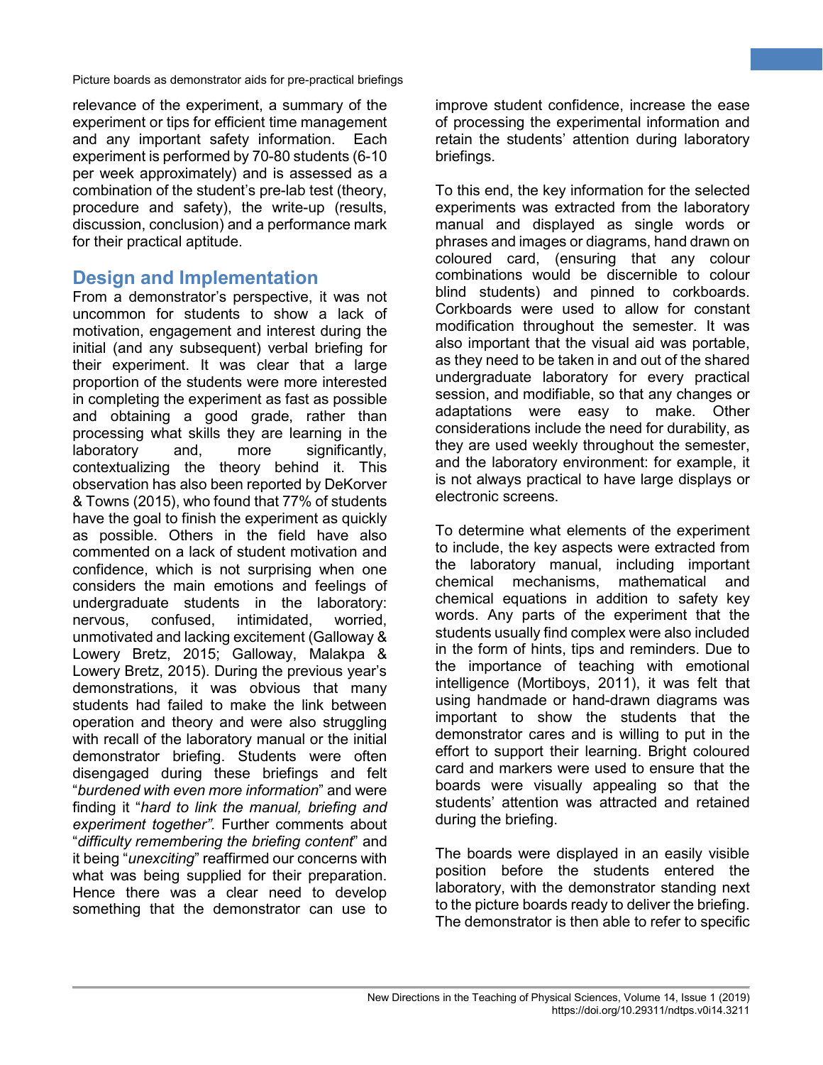relevance of the experiment, a summary of the experiment or tips for efficient time management and any important safety information. Each experiment is performed by 70-80 students (6-10 per week approximately) and is assessed as a combination of the student's pre-lab test (theory, procedure and safety), the write-up (results, discussion, conclusion) and a performance mark for their practical aptitude.

## Design and Implementation

From a demonstrator's perspective, it was not uncommon for students to show a lack of motivation, engagement and interest during the initial (and any subsequent) verbal briefing for their experiment. It was clear that a large proportion of the students were more interested in completing the experiment as fast as possible and obtaining a good grade, rather than processing what skills they are learning in the laboratory and, more significantly, contextualizing the theory behind it. This observation has also been reported by DeKorver & Towns (2015), who found that 77% of students have the goal to finish the experiment as quickly as possible. Others in the field have also commented on a lack of student motivation and confidence, which is not surprising when one considers the main emotions and feelings of undergraduate students in the laboratory: nervous, confused, intimidated, worried, unmotivated and lacking excitement (Galloway & Lowery Bretz, 2015; Galloway, Malakpa & Lowery Bretz, 2015). During the previous year's demonstrations, it was obvious that many students had failed to make the link between operation and theory and were also struggling with recall of the laboratory manual or the initial demonstrator briefing. Students were often disengaged during these briefings and felt "*burdened with even more information*" and were finding it "*hard to link the manual, briefing and experiment together"*. Further comments about "*difficulty remembering the briefing content*" and it being "*unexciting*" reaffirmed our concerns with what was being supplied for their preparation. Hence there was a clear need to develop something that the demonstrator can use to improve student confidence, increase the ease of processing the experimental information and retain the students' attention during laboratory briefings.

To this end, the key information for the selected experiments was extracted from the laboratory manual and displayed as single words or phrases and images or diagrams, hand drawn on coloured card, (ensuring that any colour combinations would be discernible to colour blind students) and pinned to corkboards. Corkboards were used to allow for constant modification throughout the semester. It was also important that the visual aid was portable, as they need to be taken in and out of the shared undergraduate laboratory for every practical session, and modifiable, so that any changes or adaptations were easy to make. Other considerations include the need for durability, as they are used weekly throughout the semester, and the laboratory environment: for example, it is not always practical to have large displays or electronic screens.

To determine what elements of the experiment to include, the key aspects were extracted from the laboratory manual, including important chemical mechanisms, mathematical and chemical equations in addition to safety key words. Any parts of the experiment that the students usually find complex were also included in the form of hints, tips and reminders. Due to the importance of teaching with emotional intelligence (Mortiboys, 2011), it was felt that using handmade or hand-drawn diagrams was important to show the students that the demonstrator cares and is willing to put in the effort to support their learning. Bright coloured card and markers were used to ensure that the boards were visually appealing so that the students' attention was attracted and retained during the briefing.

The boards were displayed in an easily visible position before the students entered the laboratory, with the demonstrator standing next to the picture boards ready to deliver the briefing. The demonstrator is then able to refer to specific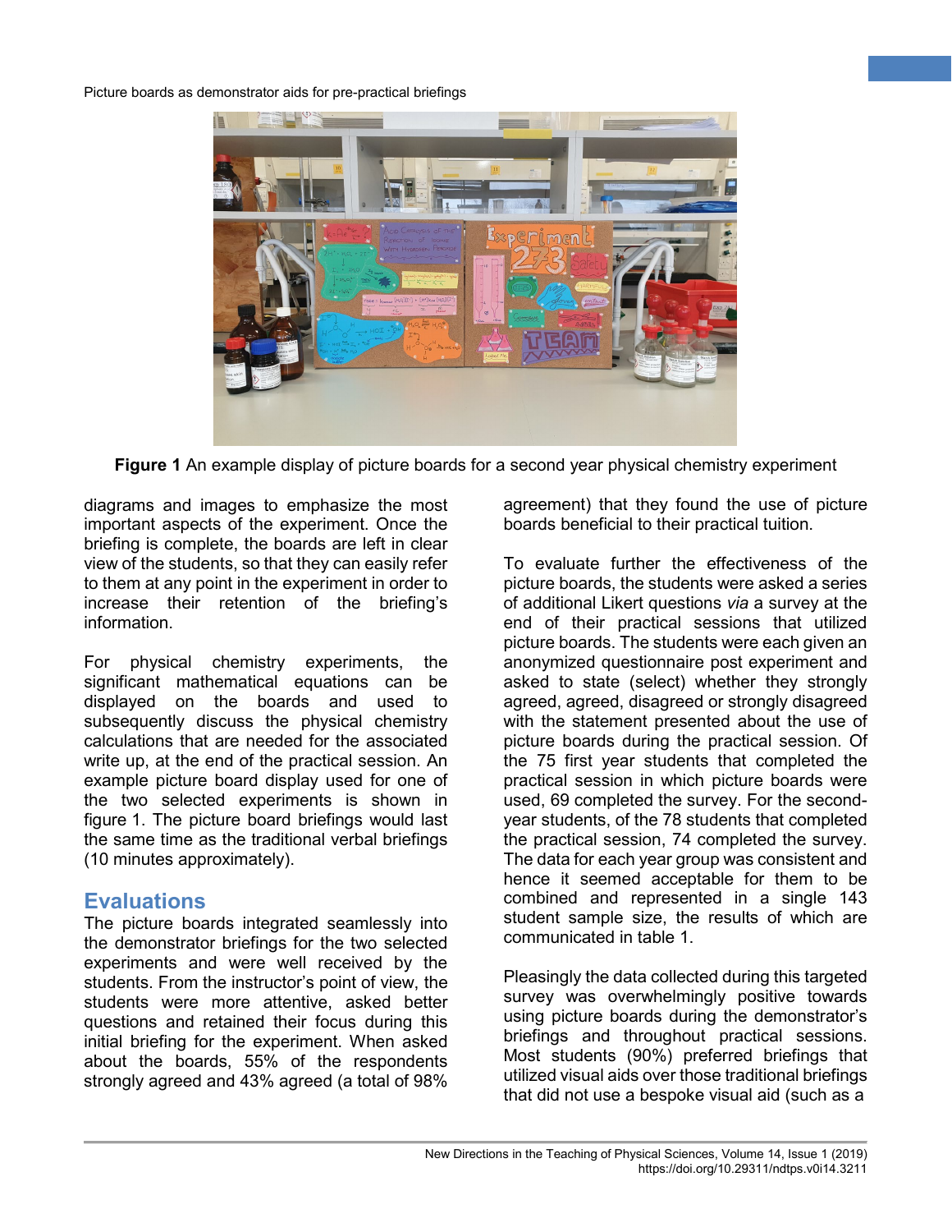**Figure 1** An example display of picture boards for a second year physical chemistry experiment

diagrams and images to emphasize the most important aspects of the experiment. Once the briefing is complete, the boards are left in clear view of the students, so that they can easily refer to them at any point in the experiment in order to increase their retention of the briefing's information.

For physical chemistry experiments, the significant mathematical equations can be displayed on the boards and used to subsequently discuss the physical chemistry calculations that are needed for the associated write up, at the end of the practical session. An example picture board display used for one of the two selected experiments is shown in figure 1. The picture board briefings would last the same time as the traditional verbal briefings (10 minutes approximately).

## Evaluations

The picture boards integrated seamlessly into the demonstrator briefings for the two selected experiments and were well received by the students. From the instructor's point of view, the students were more attentive, asked better questions and retained their focus during this initial briefing for the experiment. When asked about the boards, 55% of the respondents strongly agreed and 43% agreed (a total of 98% agreement) that they found the use of picture boards beneficial to their practical tuition.

To evaluate further the effectiveness of the picture boards, the students were asked a series of additional Likert questions *via* a survey at the end of their practical sessions that utilized picture boards. The students were each given an anonymized questionnaire post experiment and asked to state (select) whether they strongly agreed, agreed, disagreed or strongly disagreed with the statement presented about the use of picture boards during the practical session. Of the 75 first year students that completed the practical session in which picture boards were used, 69 completed the survey. For the second-year students, of the 78 students that completed the practical session, 74 completed the survey. The data for each year group was consistent and hence it seemed acceptable for them to be combined and represented in a single 143 student sample size, the results of which are communicated in table 1.

Pleasingly the data collected during this targeted survey was overwhelmingly positive towards using picture boards during the demonstrator's briefings and throughout practical sessions. Most students (90%) preferred briefings that utilized visual aids over those traditional briefings that did not use a bespoke visual aid (such as a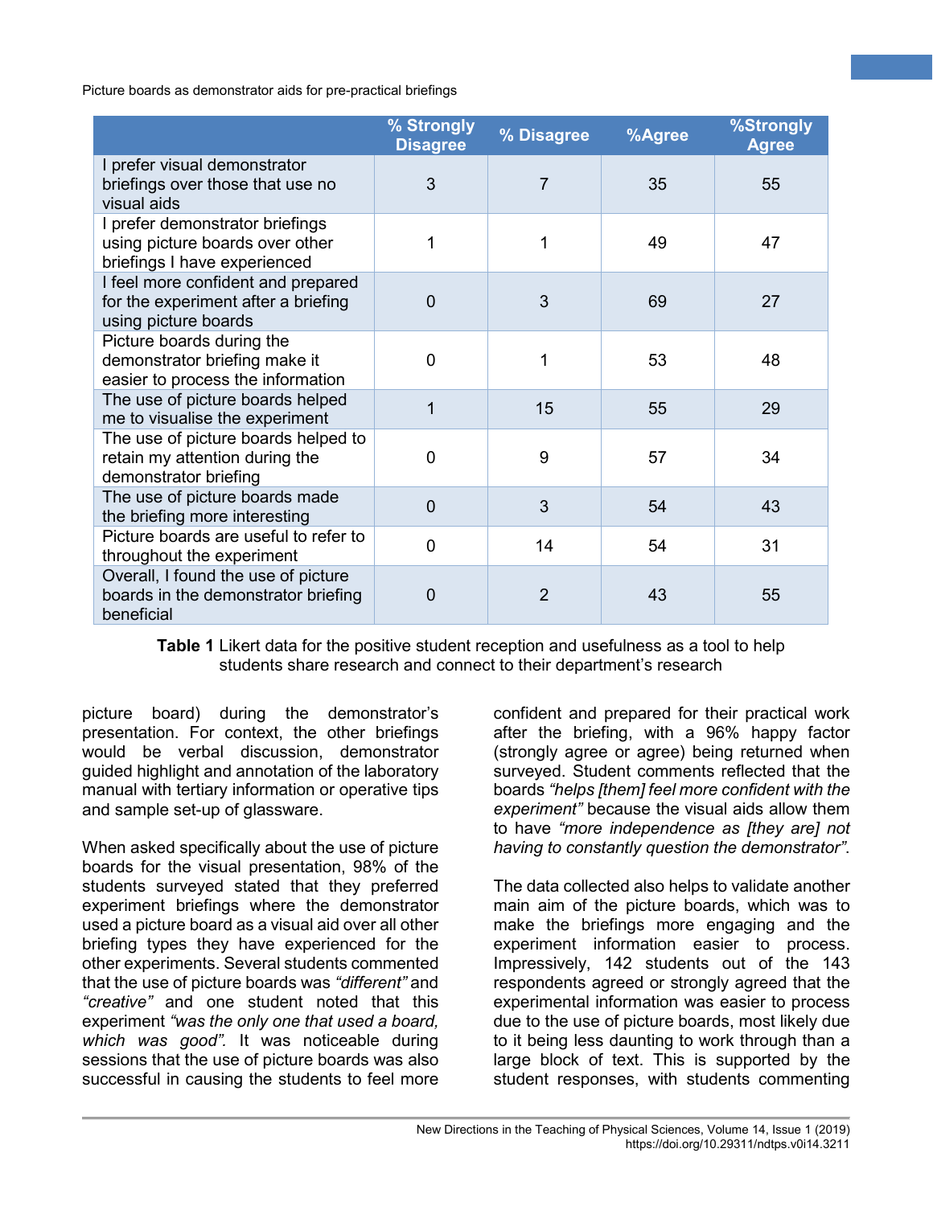| | % Strongly Disagree | % Disagree | %Agree | %Strongly Agree |
|---|---|---|---|---|
| I prefer visual demonstrator briefings over those that use no visual aids | 3 | 7 | 35 | 55 |
| I prefer demonstrator briefings using picture boards over other briefings I have experienced | 1 | 1 | 49 | 47 |
| I feel more confident and prepared for the experiment after a briefing using picture boards | 0 | 3 | 69 | 27 |
| Picture boards during the demonstrator briefing make it easier to process the information | 0 | 1 | 53 | 48 |
| The use of picture boards helped me to visualise the experiment | 1 | 15 | 55 | 29 |
| The use of picture boards helped to retain my attention during the demonstrator briefing | 0 | 9 | 57 | 34 |
| The use of picture boards made the briefing more interesting | 0 | 3 | 54 | 43 |
| Picture boards are useful to refer to throughout the experiment | 0 | 14 | 54 | 31 |
| Overall, I found the use of picture boards in the demonstrator briefing beneficial | 0 | 2 | 43 | 55 |

**Table 1** Likert data for the positive student reception and usefulness as a tool to help students share research and connect to their department's research

picture board) during the demonstrator's presentation. For context, the other briefings would be verbal discussion, demonstrator guided highlight and annotation of the laboratory manual with tertiary information or operative tips and sample set-up of glassware.

When asked specifically about the use of picture boards for the visual presentation, 98% of the students surveyed stated that they preferred experiment briefings where the demonstrator used a picture board as a visual aid over all other briefing types they have experienced for the other experiments. Several students commented that the use of picture boards was *"different"* and *"creative"* and one student noted that this experiment *"was the only one that used a board, which was good"*. It was noticeable during sessions that the use of picture boards was also successful in causing the students to feel more confident and prepared for their practical work after the briefing, with a 96% happy factor (strongly agree or agree) being returned when surveyed. Student comments reflected that the boards *"helps [them] feel more confident with the experiment"* because the visual aids allow them to have *"more independence as [they are] not having to constantly question the demonstrator"*.

The data collected also helps to validate another main aim of the picture boards, which was to make the briefings more engaging and the experiment information easier to process. Impressively, 142 students out of the 143 respondents agreed or strongly agreed that the experimental information was easier to process due to the use of picture boards, most likely due to it being less daunting to work through than a large block of text. This is supported by the student responses, with students commenting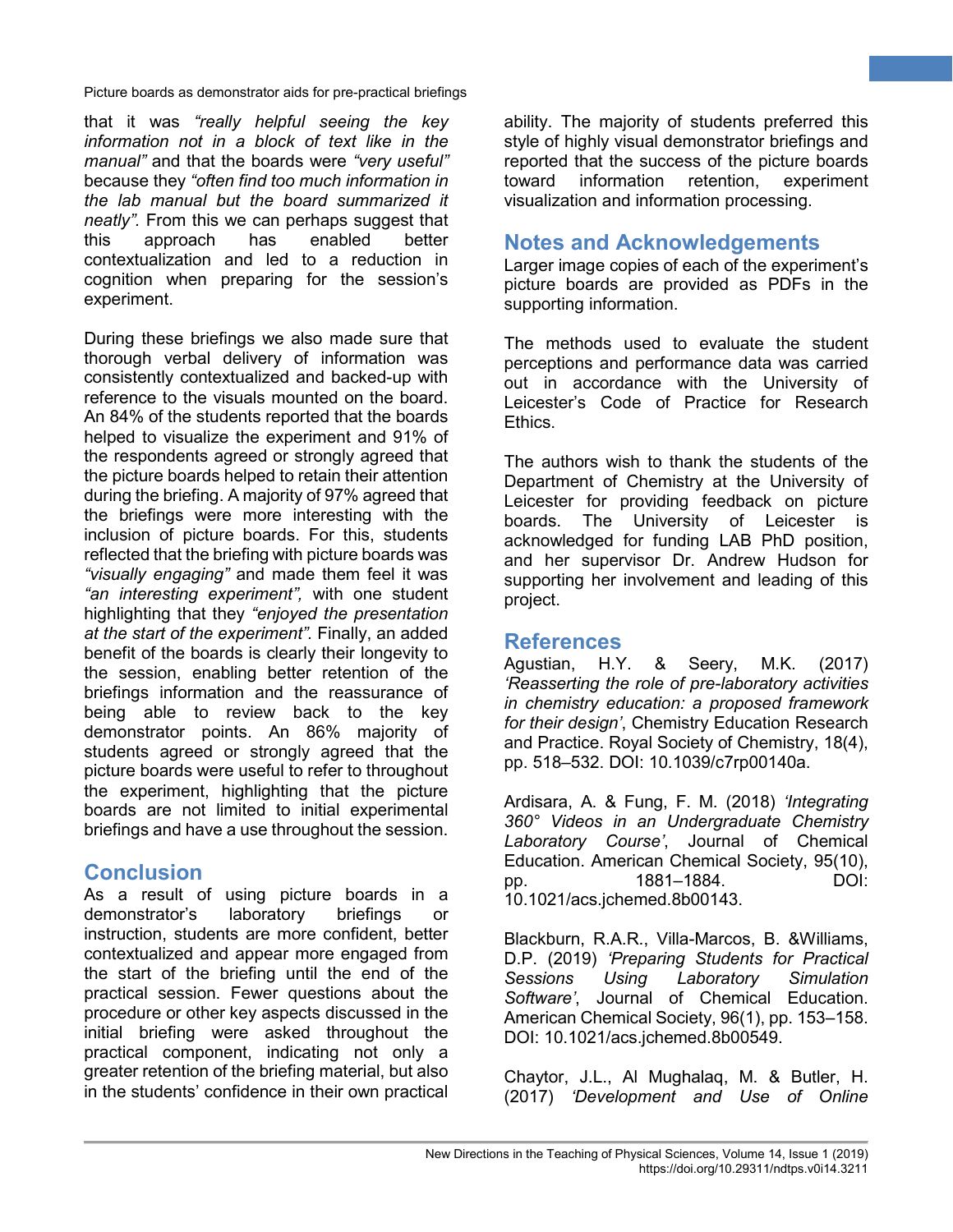that it was *"really helpful seeing the key information not in a block of text like in the manual"* and that the boards were *"very useful"* because they *"often find too much information in the lab manual but the board summarized it neatly".* From this we can perhaps suggest that this approach has enabled better contextualization and led to a reduction in cognition when preparing for the session's experiment.

During these briefings we also made sure that thorough verbal delivery of information was consistently contextualized and backed-up with reference to the visuals mounted on the board. An 84% of the students reported that the boards helped to visualize the experiment and 91% of the respondents agreed or strongly agreed that the picture boards helped to retain their attention during the briefing. A majority of 97% agreed that the briefings were more interesting with the inclusion of picture boards. For this, students reflected that the briefing with picture boards was *"visually engaging"* and made them feel it was *"an interesting experiment",* with one student highlighting that they *"enjoyed the presentation at the start of the experiment".* Finally, an added benefit of the boards is clearly their longevity to the session, enabling better retention of the briefings information and the reassurance of being able to review back to the key demonstrator points. An 86% majority of students agreed or strongly agreed that the picture boards were useful to refer to throughout the experiment, highlighting that the picture boards are not limited to initial experimental briefings and have a use throughout the session.

## Conclusion

As a result of using picture boards in a demonstrator's laboratory briefings or instruction, students are more confident, better contextualized and appear more engaged from the start of the briefing until the end of the practical session. Fewer questions about the procedure or other key aspects discussed in the initial briefing were asked throughout the practical component, indicating not only a greater retention of the briefing material, but also in the students' confidence in their own practical ability. The majority of students preferred this style of highly visual demonstrator briefings and reported that the success of the picture boards toward information retention, experiment visualization and information processing.

## Notes and Acknowledgements

Larger image copies of each of the experiment's picture boards are provided as PDFs in the supporting information.

The methods used to evaluate the student perceptions and performance data was carried out in accordance with the University of Leicester's Code of Practice for Research Ethics.

The authors wish to thank the students of the Department of Chemistry at the University of Leicester for providing feedback on picture boards. The University of Leicester is acknowledged for funding LAB PhD position, and her supervisor Dr. Andrew Hudson for supporting her involvement and leading of this project.

## References

Agustian, H.Y. & Seery, M.K. (2017) *'Reasserting the role of pre-laboratory activities in chemistry education: a proposed framework for their design'*, Chemistry Education Research and Practice. Royal Society of Chemistry, 18(4), pp. 518–532. DOI: 10.1039/c7rp00140a.

Ardisara, A. & Fung, F. M. (2018) *'Integrating 360° Videos in an Undergraduate Chemistry Laboratory Course'*, Journal of Chemical Education. American Chemical Society, 95(10), pp. 1881–1884. DOI: 10.1021/acs.jchemed.8b00143.

Blackburn, R.A.R., Villa-Marcos, B. &Williams, D.P. (2019) *'Preparing Students for Practical Sessions Using Laboratory Simulation Software'*, Journal of Chemical Education. American Chemical Society, 96(1), pp. 153–158. DOI: 10.1021/acs.jchemed.8b00549.

Chaytor, J.L., Al Mughalaq, M. & Butler, H. (2017) *'Development and Use of Online*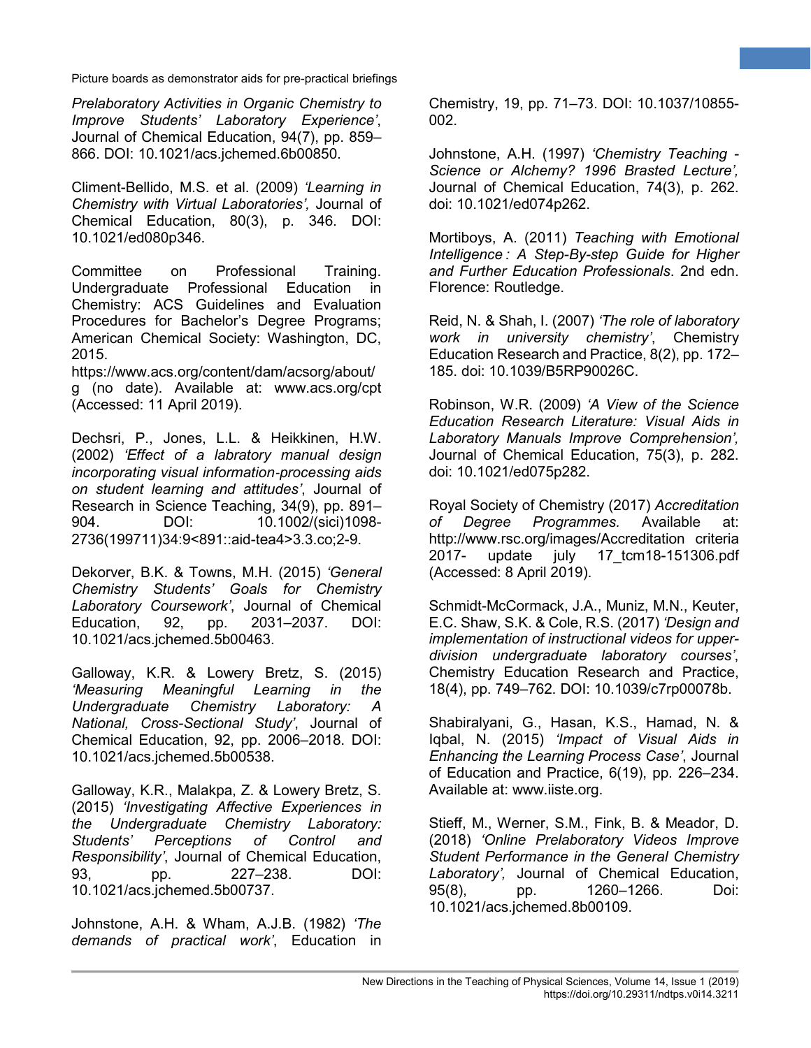*Prelaboratory Activities in Organic Chemistry to Improve Students' Laboratory Experience'*, Journal of Chemical Education, 94(7), pp. 859–866. DOI: 10.1021/acs.jchemed.6b00850.

Climent-Bellido, M.S. et al. (2009) *'Learning in Chemistry with Virtual Laboratories',* Journal of Chemical Education, 80(3), p. 346. DOI: 10.1021/ed080p346.

Committee on Professional Training. Undergraduate Professional Education in Chemistry: ACS Guidelines and Evaluation Procedures for Bachelor's Degree Programs; American Chemical Society: Washington, DC, 2015.
https://www.acs.org/content/dam/acsorg/about/g (no date). Available at: www.acs.org/cpt (Accessed: 11 April 2019).

Dechsri, P., Jones, L.L. & Heikkinen, H.W. (2002) *'Effect of a labratory manual design incorporating visual information-processing aids on student learning and attitudes'*, Journal of Research in Science Teaching, 34(9), pp. 891–904. DOI: 10.1002/(sici)1098-2736(199711)34:9<891::aid-tea4>3.3.co;2-9.

Dekorver, B.K. & Towns, M.H. (2015) *'General Chemistry Students' Goals for Chemistry Laboratory Coursework'*, Journal of Chemical Education, 92, pp. 2031–2037. DOI: 10.1021/acs.jchemed.5b00463.

Galloway, K.R. & Lowery Bretz, S. (2015) *'Measuring Meaningful Learning in the Undergraduate Chemistry Laboratory: A National, Cross-Sectional Study'*, Journal of Chemical Education, 92, pp. 2006–2018. DOI: 10.1021/acs.jchemed.5b00538.

Galloway, K.R., Malakpa, Z. & Lowery Bretz, S. (2015) *'Investigating Affective Experiences in the Undergraduate Chemistry Laboratory: Students' Perceptions of Control and Responsibility'*, Journal of Chemical Education, 93, pp. 227–238. DOI: 10.1021/acs.jchemed.5b00737.

Johnstone, A.H. & Wham, A.J.B. (1982) *'The demands of practical work'*, Education in Chemistry, 19, pp. 71–73. DOI: 10.1037/10855-002.

Johnstone, A.H. (1997) *'Chemistry Teaching - Science or Alchemy? 1996 Brasted Lecture',* Journal of Chemical Education, 74(3), p. 262. doi: 10.1021/ed074p262.

Mortiboys, A. (2011) *Teaching with Emotional Intelligence : A Step-By-step Guide for Higher and Further Education Professionals*. 2nd edn. Florence: Routledge.

Reid, N. & Shah, I. (2007) *'The role of laboratory work in university chemistry'*, Chemistry Education Research and Practice, 8(2), pp. 172–185. doi: 10.1039/B5RP90026C.

Robinson, W.R. (2009) *'A View of the Science Education Research Literature: Visual Aids in Laboratory Manuals Improve Comprehension',* Journal of Chemical Education, 75(3), p. 282. doi: 10.1021/ed075p282.

Royal Society of Chemistry (2017) *Accreditation of Degree Programmes.* Available at: http://www.rsc.org/images/Accreditation criteria 2017- update july 17_tcm18-151306.pdf (Accessed: 8 April 2019).

Schmidt-McCormack, J.A., Muniz, M.N., Keuter, E.C. Shaw, S.K. & Cole, R.S. (2017) *'Design and implementation of instructional videos for upper-division undergraduate laboratory courses'*, Chemistry Education Research and Practice, 18(4), pp. 749–762. DOI: 10.1039/c7rp00078b.

Shabiralyani, G., Hasan, K.S., Hamad, N. & Iqbal, N. (2015) *'Impact of Visual Aids in Enhancing the Learning Process Case'*, Journal of Education and Practice, 6(19), pp. 226–234. Available at: www.iiste.org.

Stieff, M., Werner, S.M., Fink, B. & Meador, D. (2018) *'Online Prelaboratory Videos Improve Student Performance in the General Chemistry Laboratory',* Journal of Chemical Education, 95(8), pp. 1260–1266. Doi: 10.1021/acs.jchemed.8b00109.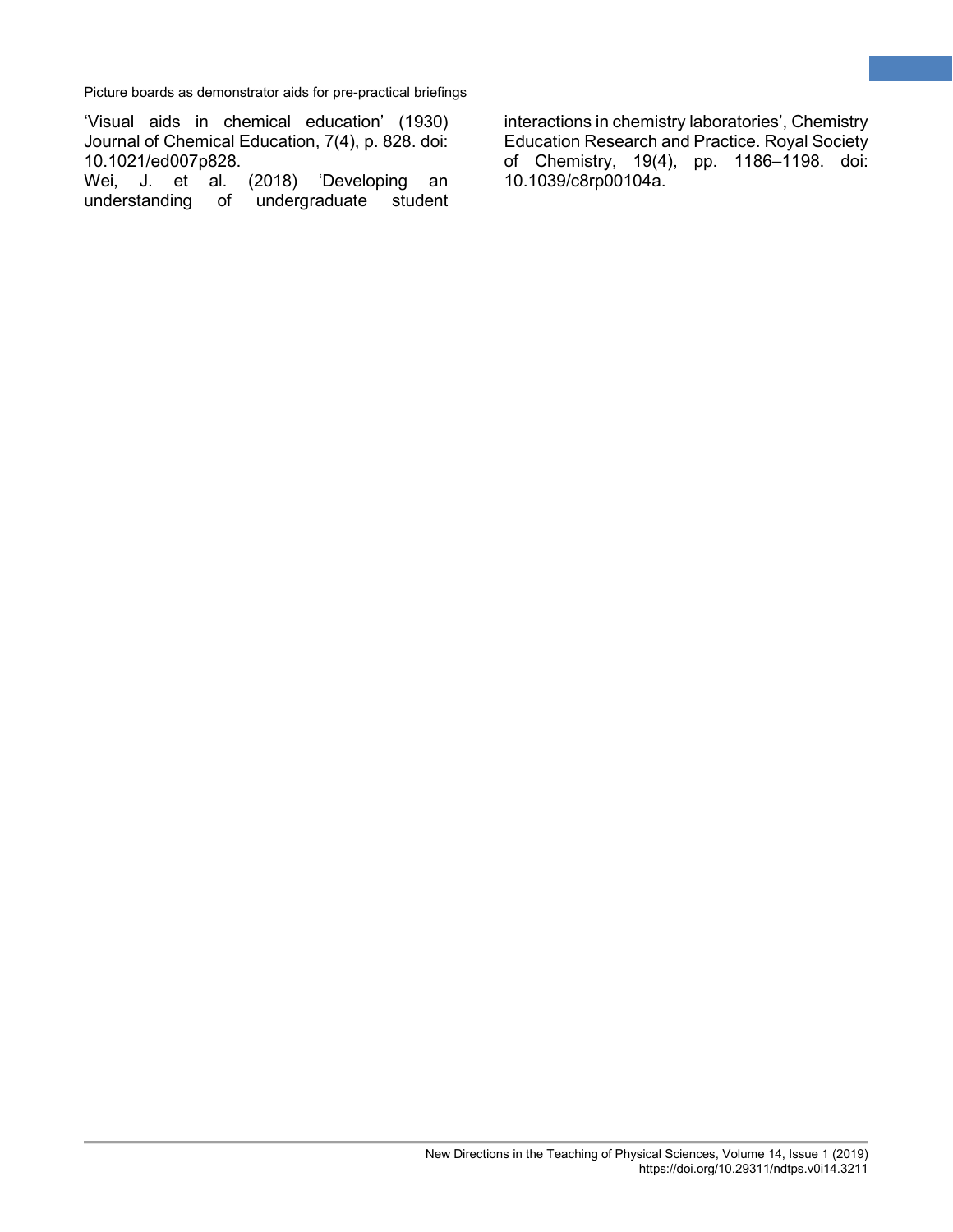'Visual aids in chemical education' (1930) Journal of Chemical Education, 7(4), p. 828. doi: 10.1021/ed007p828.

Wei, J. et al. (2018) 'Developing an understanding of undergraduate student interactions in chemistry laboratories', Chemistry Education Research and Practice. Royal Society of Chemistry, 19(4), pp. 1186–1198. doi: 10.1039/c8rp00104a.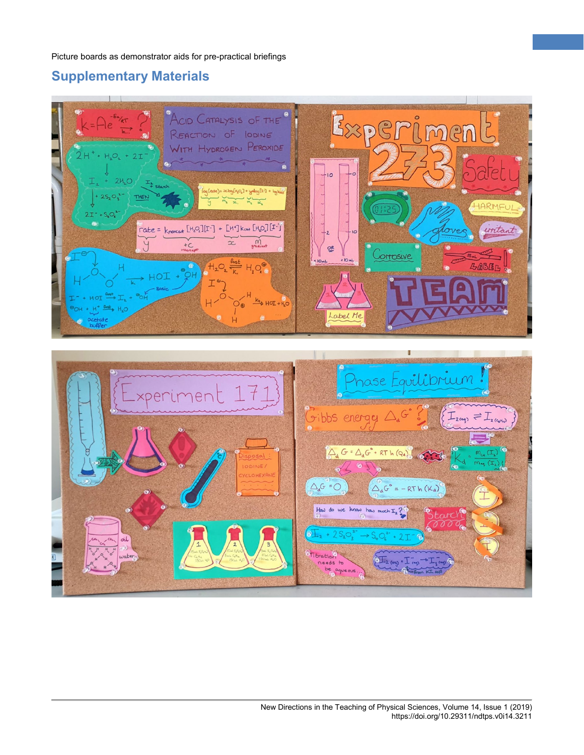## Supplementary Materials